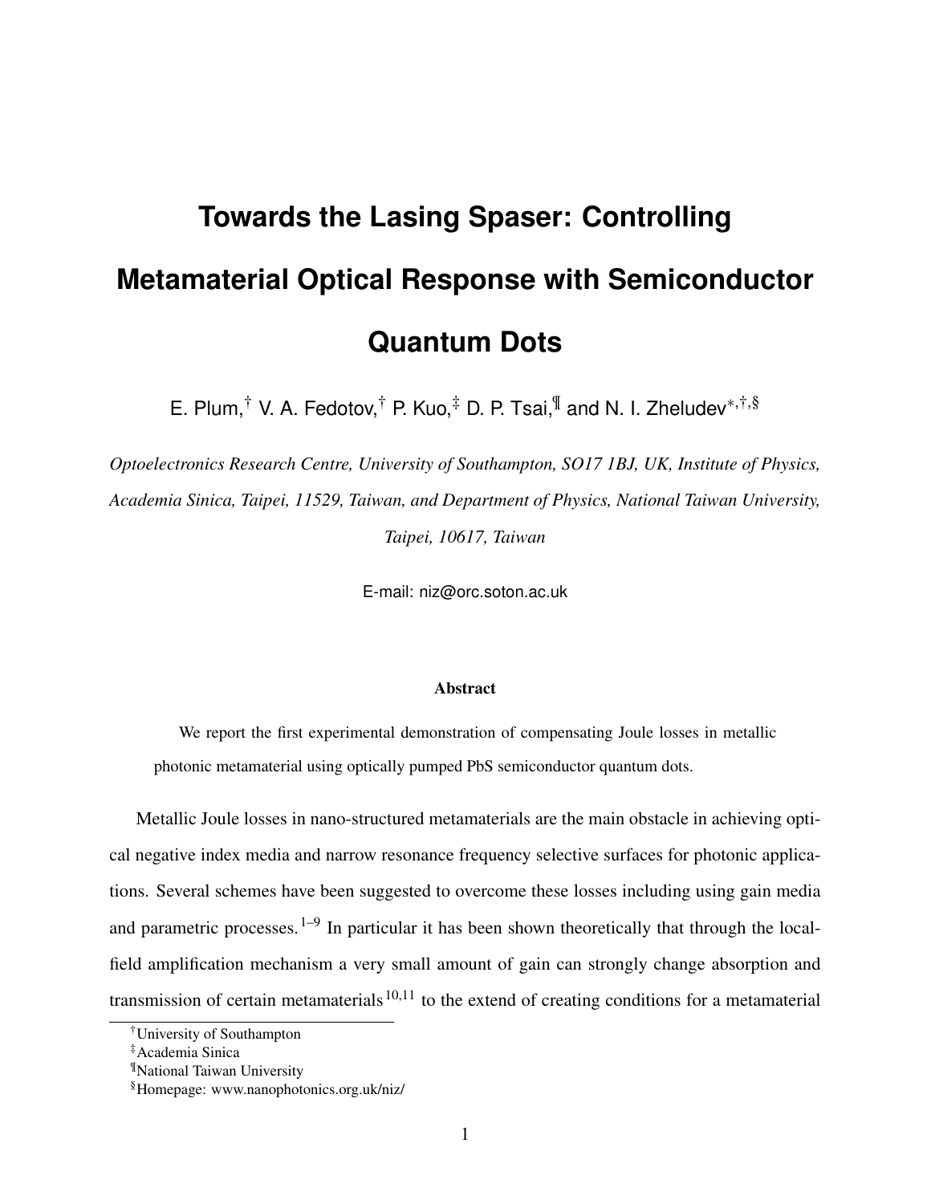# Towards the Lasing Spaser: Controlling Metamaterial Optical Response with Semiconductor Quantum Dots

E. Plum,[†] V. A. Fedotov,[†] P. Kuo,[‡] D. P. Tsai,[¶] and N. I. Zheludev[*,†,§]

*Optoelectronics Research Centre, University of Southampton, SO17 1BJ, UK, Institute of Physics, Academia Sinica, Taipei, 11529, Taiwan, and Department of Physics, National Taiwan University, Taipei, 10617, Taiwan*

E-mail: niz@orc.soton.ac.uk

### Abstract

We report the first experimental demonstration of compensating Joule losses in metallic photonic metamaterial using optically pumped PbS semiconductor quantum dots.

Metallic Joule losses in nano-structured metamaterials are the main obstacle in achieving optical negative index media and narrow resonance frequency selective surfaces for photonic applications. Several schemes have been suggested to overcome these losses including using gain media and parametric processes.[1–9] In particular it has been shown theoretically that through the local-field amplification mechanism a very small amount of gain can strongly change absorption and transmission of certain metamaterials[10,11] to the extend of creating conditions for a metamaterial

[†]University of Southampton

[‡]Academia Sinica

[¶]National Taiwan University

[§]Homepage: www.nanophotonics.org.uk/niz/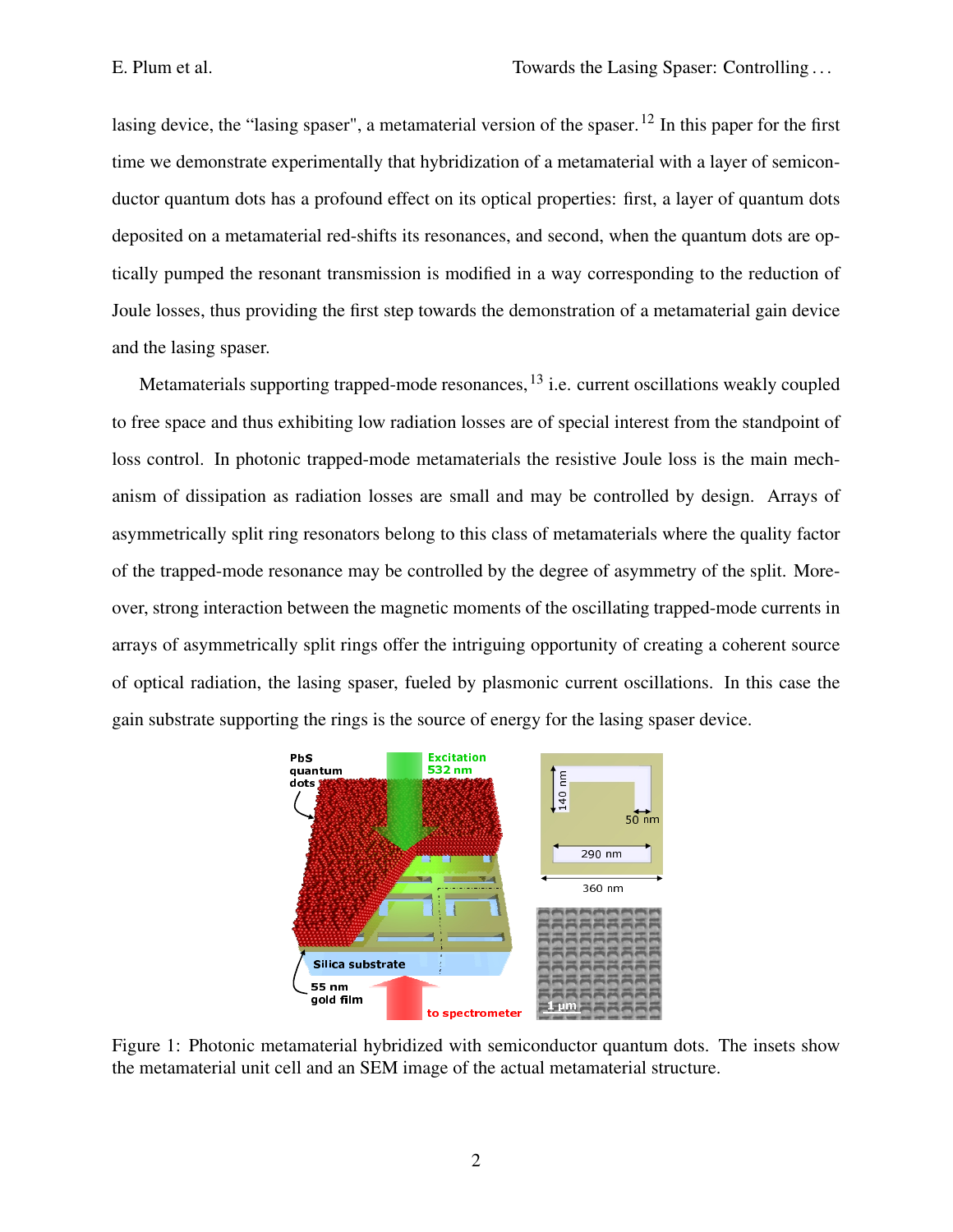lasing device, the "lasing spaser", a metamaterial version of the spaser.[12] In this paper for the first time we demonstrate experimentally that hybridization of a metamaterial with a layer of semiconductor quantum dots has a profound effect on its optical properties: first, a layer of quantum dots deposited on a metamaterial red-shifts its resonances, and second, when the quantum dots are optically pumped the resonant transmission is modified in a way corresponding to the reduction of Joule losses, thus providing the first step towards the demonstration of a metamaterial gain device and the lasing spaser.

Metamaterials supporting trapped-mode resonances,[13] i.e. current oscillations weakly coupled to free space and thus exhibiting low radiation losses are of special interest from the standpoint of loss control. In photonic trapped-mode metamaterials the resistive Joule loss is the main mechanism of dissipation as radiation losses are small and may be controlled by design. Arrays of asymmetrically split ring resonators belong to this class of metamaterials where the quality factor of the trapped-mode resonance may be controlled by the degree of asymmetry of the split. Moreover, strong interaction between the magnetic moments of the oscillating trapped-mode currents in arrays of asymmetrically split rings offer the intriguing opportunity of creating a coherent source of optical radiation, the lasing spaser, fueled by plasmonic current oscillations. In this case the gain substrate supporting the rings is the source of energy for the lasing spaser device.

Figure 1: Photonic metamaterial hybridized with semiconductor quantum dots. The insets show the metamaterial unit cell and an SEM image of the actual metamaterial structure.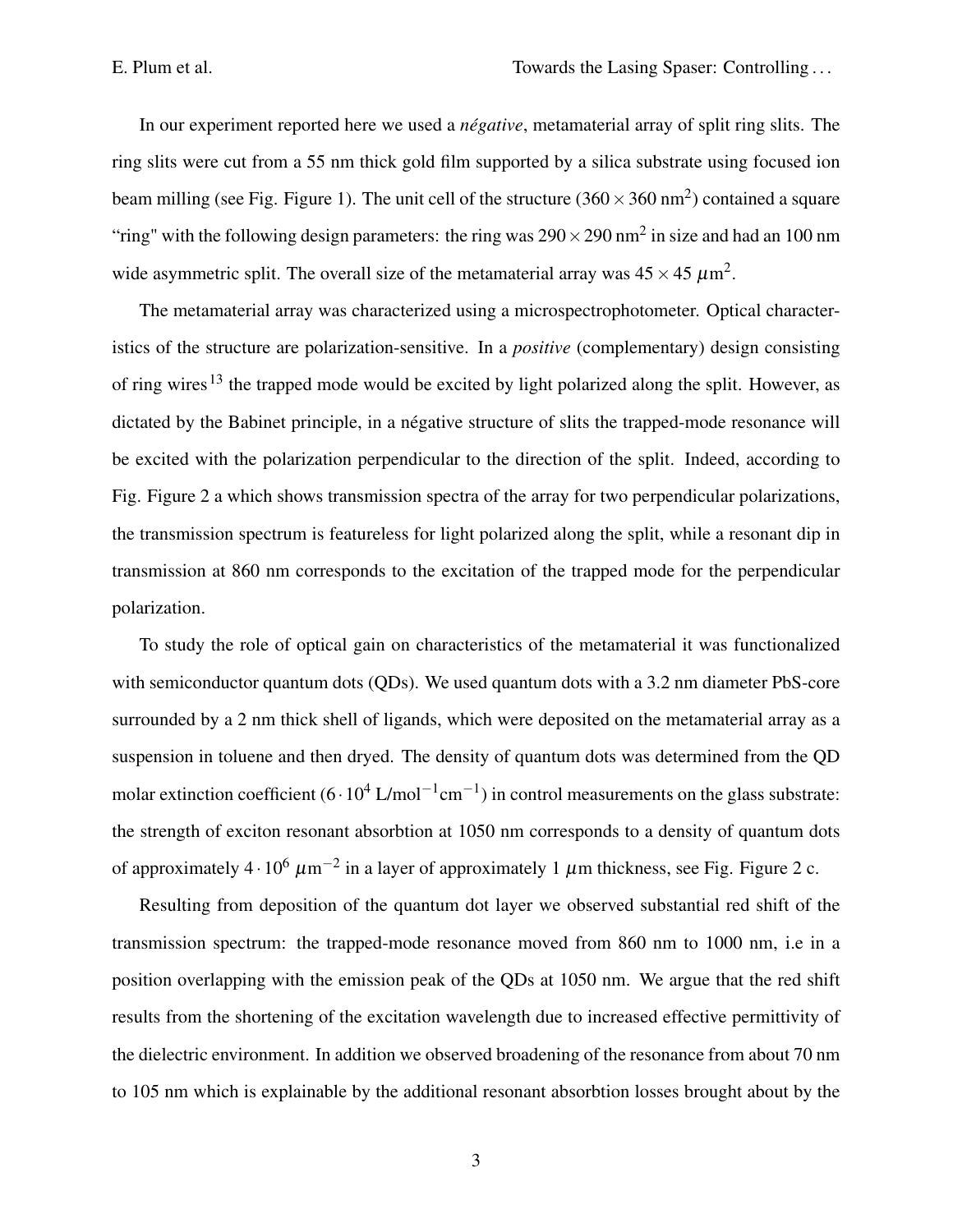In our experiment reported here we used a *négative*, metamaterial array of split ring slits. The ring slits were cut from a 55 nm thick gold film supported by a silica substrate using focused ion beam milling (see Fig. Figure 1). The unit cell of the structure ($360 \times 360$ nm$^2$) contained a square "ring" with the following design parameters: the ring was $290 \times 290$ nm$^2$ in size and had an 100 nm wide asymmetric split. The overall size of the metamaterial array was $45 \times 45$ $\mu$m$^2$.

The metamaterial array was characterized using a microspectrophotometer. Optical characteristics of the structure are polarization-sensitive. In a *positive* (complementary) design consisting of ring wires[13] the trapped mode would be excited by light polarized along the split. However, as dictated by the Babinet principle, in a négative structure of slits the trapped-mode resonance will be excited with the polarization perpendicular to the direction of the split. Indeed, according to Fig. Figure 2 a which shows transmission spectra of the array for two perpendicular polarizations, the transmission spectrum is featureless for light polarized along the split, while a resonant dip in transmission at 860 nm corresponds to the excitation of the trapped mode for the perpendicular polarization.

To study the role of optical gain on characteristics of the metamaterial it was functionalized with semiconductor quantum dots (QDs). We used quantum dots with a 3.2 nm diameter PbS-core surrounded by a 2 nm thick shell of ligands, which were deposited on the metamaterial array as a suspension in toluene and then dryed. The density of quantum dots was determined from the QD molar extinction coefficient ($6 \cdot 10^4$ L/mol$^{-1}$cm$^{-1}$) in control measurements on the glass substrate: the strength of exciton resonant absorbtion at 1050 nm corresponds to a density of quantum dots of approximately $4 \cdot 10^6$ $\mu$m$^{-2}$ in a layer of approximately 1 $\mu$m thickness, see Fig. Figure 2 c.

Resulting from deposition of the quantum dot layer we observed substantial red shift of the transmission spectrum: the trapped-mode resonance moved from 860 nm to 1000 nm, i.e in a position overlapping with the emission peak of the QDs at 1050 nm. We argue that the red shift results from the shortening of the excitation wavelength due to increased effective permittivity of the dielectric environment. In addition we observed broadening of the resonance from about 70 nm to 105 nm which is explainable by the additional resonant absorbtion losses brought about by the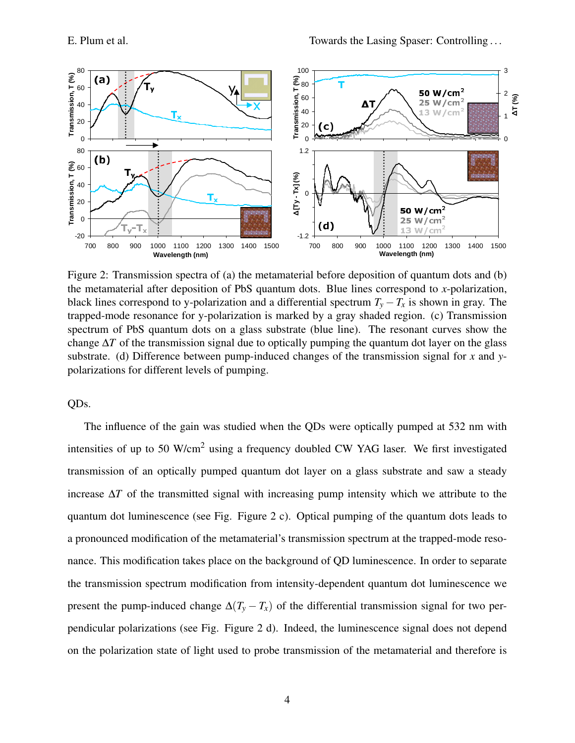Figure 2: Transmission spectra of (a) the metamaterial before deposition of quantum dots and (b) the metamaterial after deposition of PbS quantum dots. Blue lines correspond to $x$-polarization, black lines correspond to y-polarization and a differential spectrum $T_y - T_x$ is shown in gray. The trapped-mode resonance for y-polarization is marked by a gray shaded region. (c) Transmission spectrum of PbS quantum dots on a glass substrate (blue line). The resonant curves show the change $\Delta T$ of the transmission signal due to optically pumping the quantum dot layer on the glass substrate. (d) Difference between pump-induced changes of the transmission signal for $x$ and $y$-polarizations for different levels of pumping.

QDs.

The influence of the gain was studied when the QDs were optically pumped at 532 nm with intensities of up to 50 W/cm$^2$ using a frequency doubled CW YAG laser. We first investigated transmission of an optically pumped quantum dot layer on a glass substrate and saw a steady increase $\Delta T$ of the transmitted signal with increasing pump intensity which we attribute to the quantum dot luminescence (see Fig. Figure 2 c). Optical pumping of the quantum dots leads to a pronounced modification of the metamaterial's transmission spectrum at the trapped-mode resonance. This modification takes place on the background of QD luminescence. In order to separate the transmission spectrum modification from intensity-dependent quantum dot luminescence we present the pump-induced change $\Delta(T_y - T_x)$ of the differential transmission signal for two perpendicular polarizations (see Fig. Figure 2 d). Indeed, the luminescence signal does not depend on the polarization state of light used to probe transmission of the metamaterial and therefore is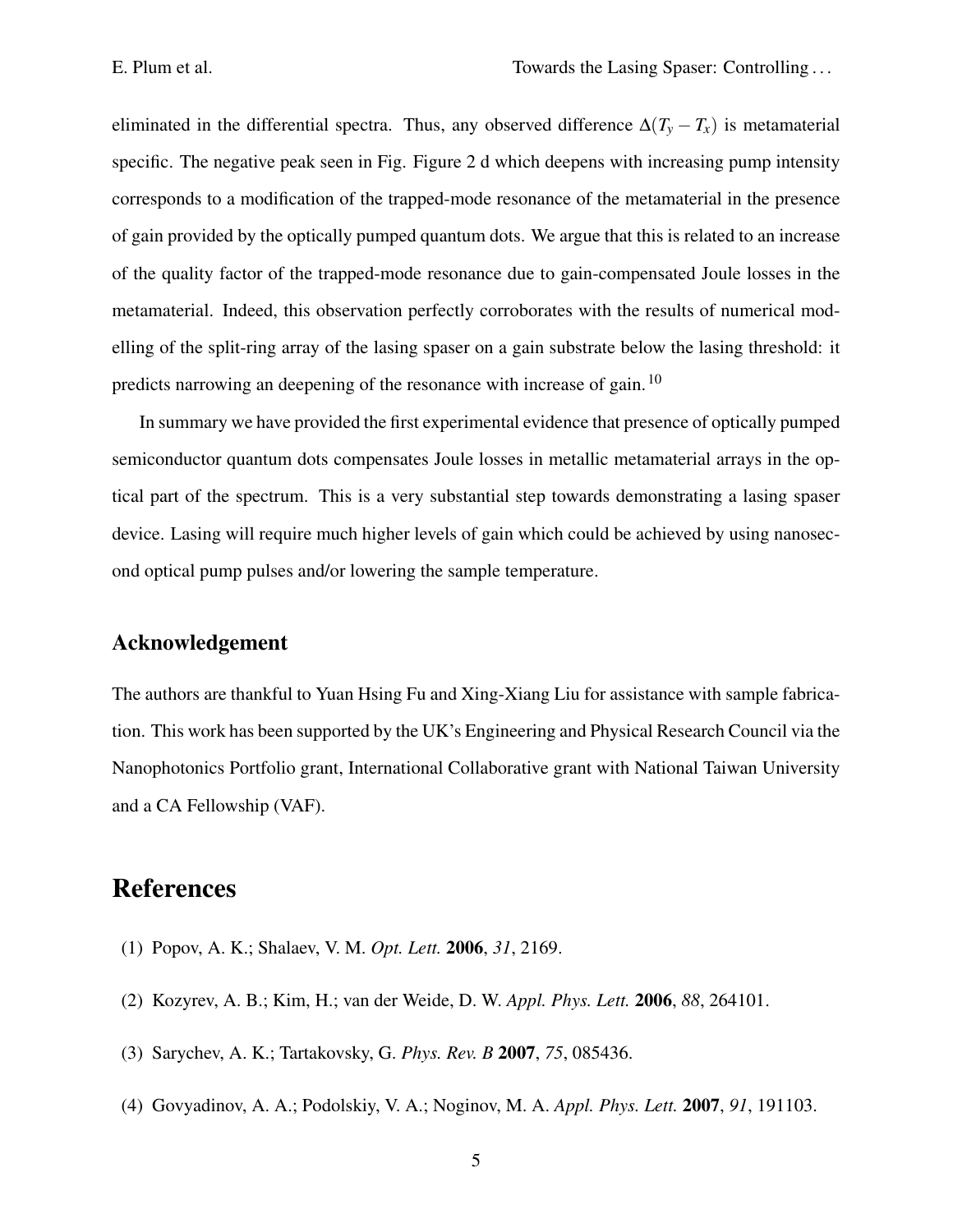eliminated in the differential spectra. Thus, any observed difference $\Delta(T_y - T_x)$ is metamaterial specific. The negative peak seen in Fig. Figure 2 d which deepens with increasing pump intensity corresponds to a modification of the trapped-mode resonance of the metamaterial in the presence of gain provided by the optically pumped quantum dots. We argue that this is related to an increase of the quality factor of the trapped-mode resonance due to gain-compensated Joule losses in the metamaterial. Indeed, this observation perfectly corroborates with the results of numerical modelling of the split-ring array of the lasing spaser on a gain substrate below the lasing threshold: it predicts narrowing an deepening of the resonance with increase of gain.[10]

In summary we have provided the first experimental evidence that presence of optically pumped semiconductor quantum dots compensates Joule losses in metallic metamaterial arrays in the optical part of the spectrum. This is a very substantial step towards demonstrating a lasing spaser device. Lasing will require much higher levels of gain which could be achieved by using nanosecond optical pump pulses and/or lowering the sample temperature.

## Acknowledgement

The authors are thankful to Yuan Hsing Fu and Xing-Xiang Liu for assistance with sample fabrication. This work has been supported by the UK's Engineering and Physical Research Council via the Nanophotonics Portfolio grant, International Collaborative grant with National Taiwan University and a CA Fellowship (VAF).

# References

(1) Popov, A. K.; Shalaev, V. M. *Opt. Lett.* **2006**, *31*, 2169.

(2) Kozyrev, A. B.; Kim, H.; van der Weide, D. W. *Appl. Phys. Lett.* **2006**, *88*, 264101.

(3) Sarychev, A. K.; Tartakovsky, G. *Phys. Rev. B* **2007**, *75*, 085436.

(4) Govyadinov, A. A.; Podolskiy, V. A.; Noginov, M. A. *Appl. Phys. Lett.* **2007**, *91*, 191103.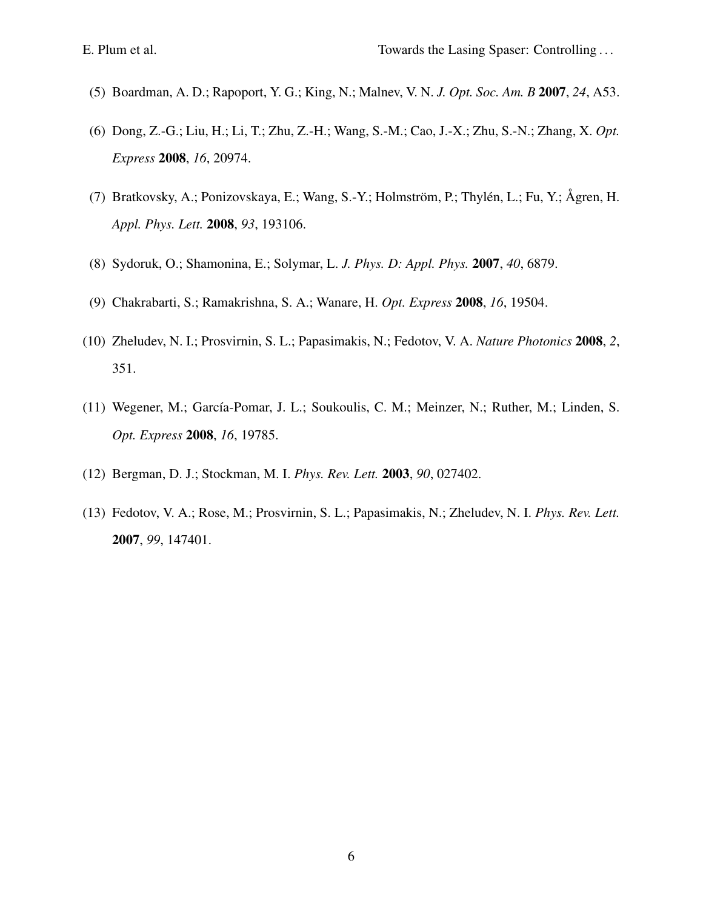(5) Boardman, A. D.; Rapoport, Y. G.; King, N.; Malnev, V. N. *J. Opt. Soc. Am. B* **2007**, *24*, A53.

(6) Dong, Z.-G.; Liu, H.; Li, T.; Zhu, Z.-H.; Wang, S.-M.; Cao, J.-X.; Zhu, S.-N.; Zhang, X. *Opt. Express* **2008**, *16*, 20974.

(7) Bratkovsky, A.; Ponizovskaya, E.; Wang, S.-Y.; Holmström, P.; Thylén, L.; Fu, Y.; Ågren, H. *Appl. Phys. Lett.* **2008**, *93*, 193106.

(8) Sydoruk, O.; Shamonina, E.; Solymar, L. *J. Phys. D: Appl. Phys.* **2007**, *40*, 6879.

(9) Chakrabarti, S.; Ramakrishna, S. A.; Wanare, H. *Opt. Express* **2008**, *16*, 19504.

(10) Zheludev, N. I.; Prosvirnin, S. L.; Papasimakis, N.; Fedotov, V. A. *Nature Photonics* **2008**, *2*, 351.

(11) Wegener, M.; García-Pomar, J. L.; Soukoulis, C. M.; Meinzer, N.; Ruther, M.; Linden, S. *Opt. Express* **2008**, *16*, 19785.

(12) Bergman, D. J.; Stockman, M. I. *Phys. Rev. Lett.* **2003**, *90*, 027402.

(13) Fedotov, V. A.; Rose, M.; Prosvirnin, S. L.; Papasimakis, N.; Zheludev, N. I. *Phys. Rev. Lett.* **2007**, *99*, 147401.